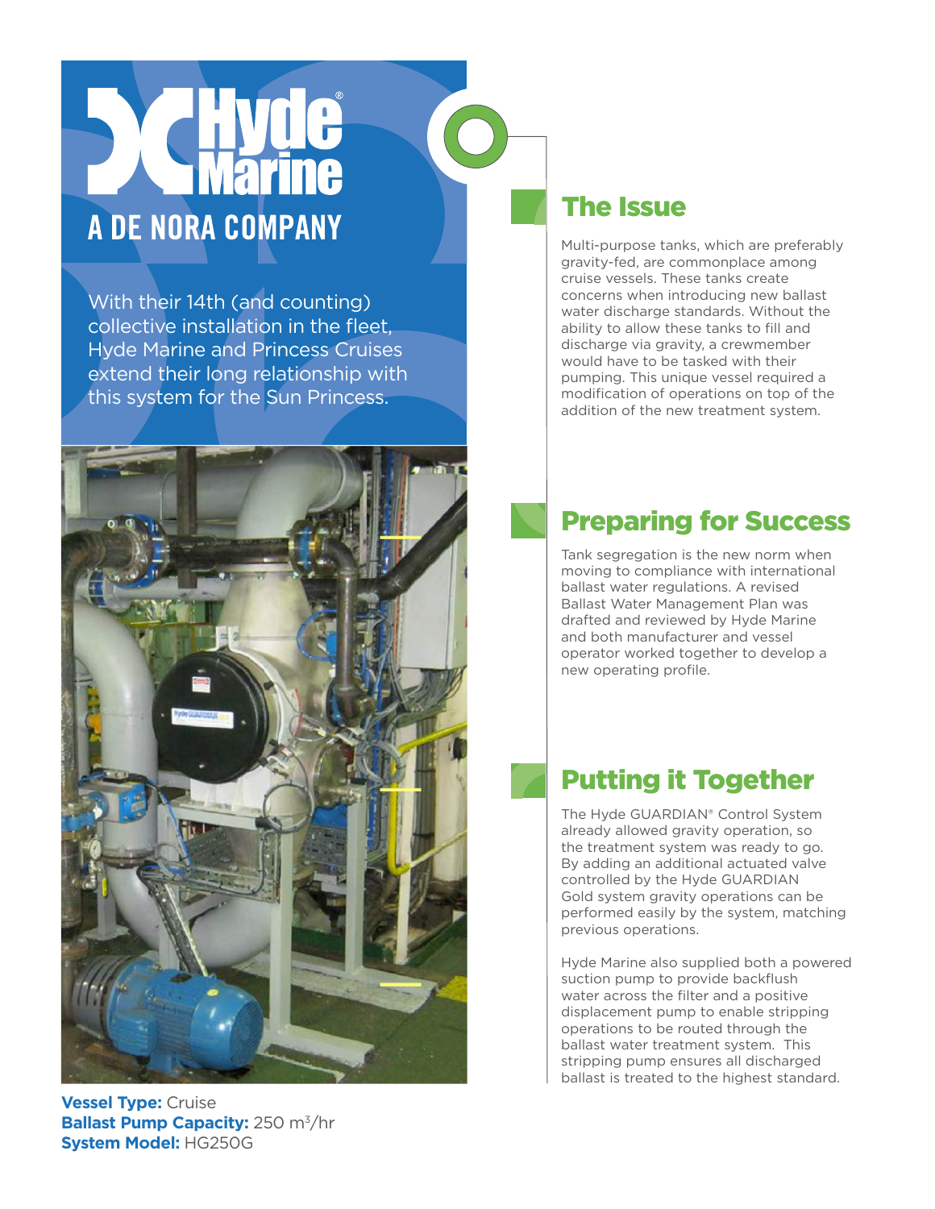# Hyde Marine

## A DE NORA COMPANY

With their 14th (and counting) collective installation in the fleet, Hyde Marine and Princess Cruises extend their long relationship with this system for the Sun Princess.

**Vessel Type:** Cruise
**Ballast Pump Capacity:** 250 m$^3$/hr
**System Model:** HG250G

## The Issue

Multi-purpose tanks, which are preferably gravity-fed, are commonplace among cruise vessels. These tanks create concerns when introducing new ballast water discharge standards. Without the ability to allow these tanks to fill and discharge via gravity, a crewmember would have to be tasked with their pumping. This unique vessel required a modification of operations on top of the addition of the new treatment system.

## Preparing for Success

Tank segregation is the new norm when moving to compliance with international ballast water regulations. A revised Ballast Water Management Plan was drafted and reviewed by Hyde Marine and both manufacturer and vessel operator worked together to develop a new operating profile.

## Putting it Together

The Hyde GUARDIAN® Control System already allowed gravity operation, so the treatment system was ready to go. By adding an additional actuated valve controlled by the Hyde GUARDIAN Gold system gravity operations can be performed easily by the system, matching previous operations.

Hyde Marine also supplied both a powered suction pump to provide backflush water across the filter and a positive displacement pump to enable stripping operations to be routed through the ballast water treatment system. This stripping pump ensures all discharged ballast is treated to the highest standard.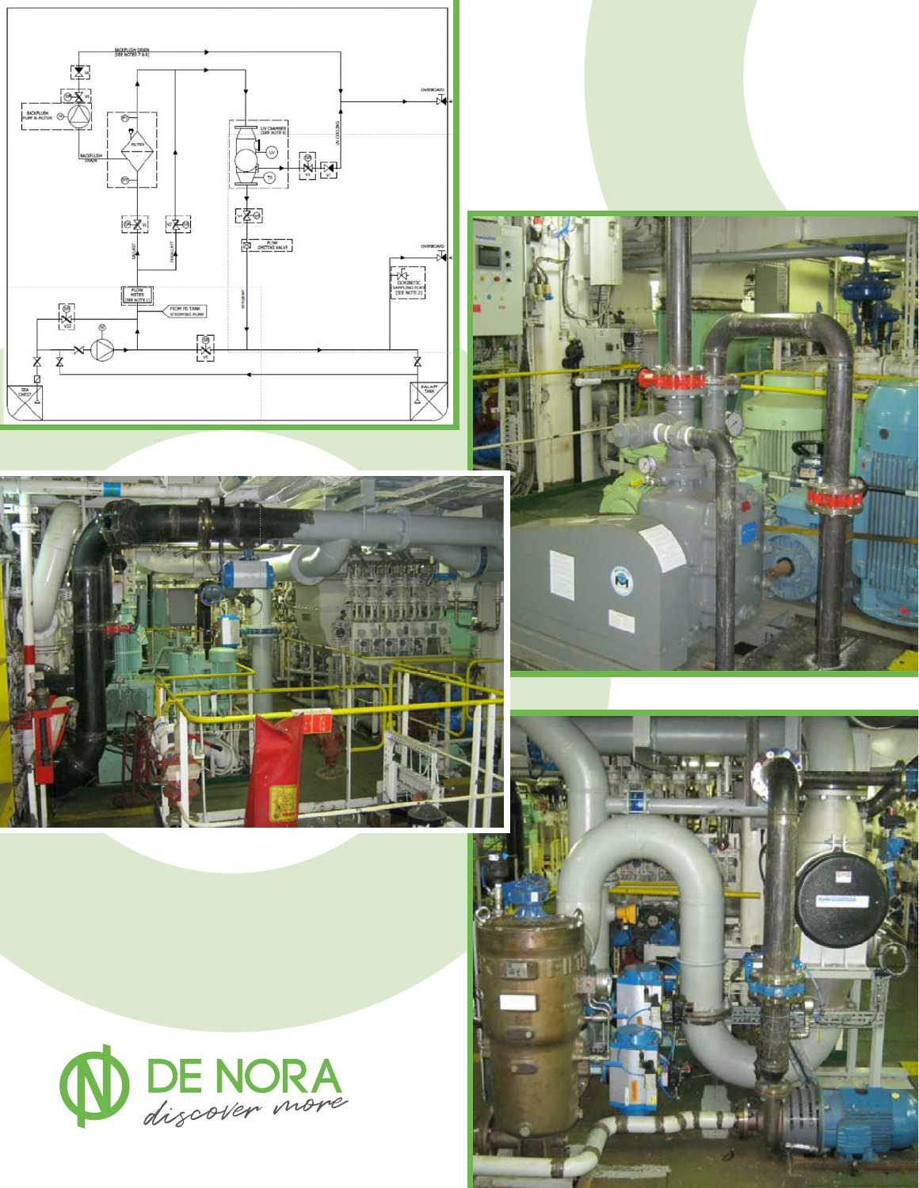![DE NORA discover more]()

DE NORA

*discover more*